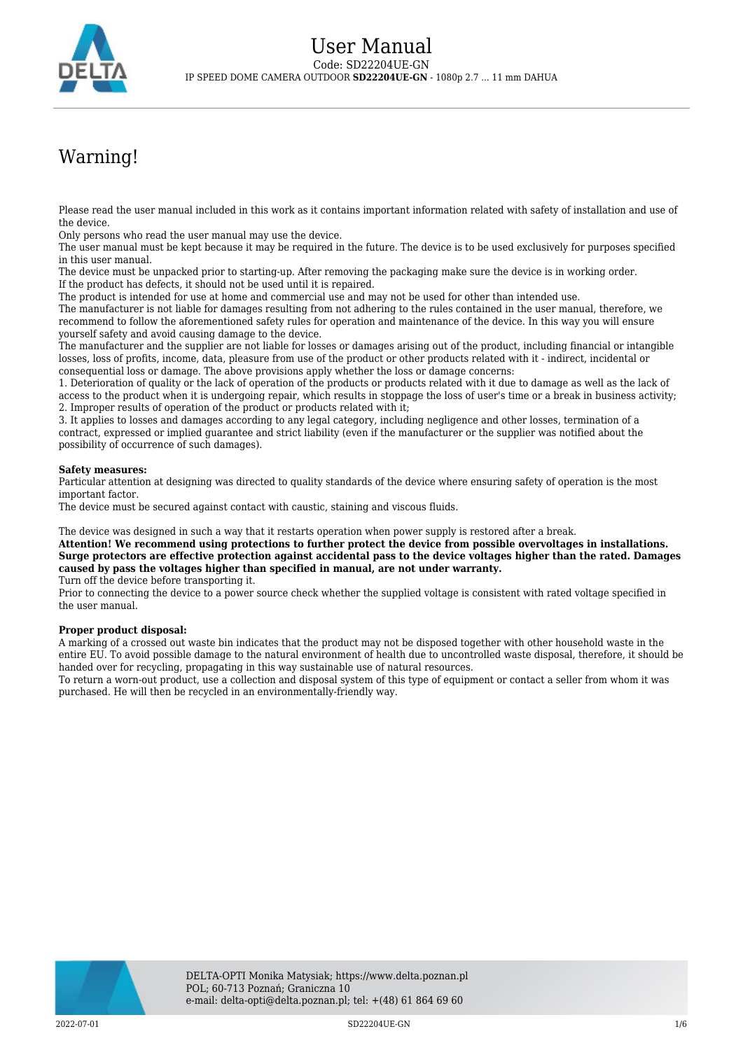# User Manual

Code: SD22204UE-GN

IP SPEED DOME CAMERA OUTDOOR **SD22204UE-GN** - 1080p 2.7 ... 11 mm DAHUA

## Warning!

Please read the user manual included in this work as it contains important information related with safety of installation and use of the device.
Only persons who read the user manual may use the device.
The user manual must be kept because it may be required in the future. The device is to be used exclusively for purposes specified in this user manual.
The device must be unpacked prior to starting-up. After removing the packaging make sure the device is in working order.
If the product has defects, it should not be used until it is repaired.
The product is intended for use at home and commercial use and may not be used for other than intended use.
The manufacturer is not liable for damages resulting from not adhering to the rules contained in the user manual, therefore, we recommend to follow the aforementioned safety rules for operation and maintenance of the device. In this way you will ensure yourself safety and avoid causing damage to the device.
The manufacturer and the supplier are not liable for losses or damages arising out of the product, including financial or intangible losses, loss of profits, income, data, pleasure from use of the product or other products related with it - indirect, incidental or consequential loss or damage. The above provisions apply whether the loss or damage concerns:
1. Deterioration of quality or the lack of operation of the products or products related with it due to damage as well as the lack of access to the product when it is undergoing repair, which results in stoppage the loss of user's time or a break in business activity;
2. Improper results of operation of the product or products related with it;
3. It applies to losses and damages according to any legal category, including negligence and other losses, termination of a contract, expressed or implied guarantee and strict liability (even if the manufacturer or the supplier was notified about the possibility of occurrence of such damages).

**Safety measures:**
Particular attention at designing was directed to quality standards of the device where ensuring safety of operation is the most important factor.
The device must be secured against contact with caustic, staining and viscous fluids.

The device was designed in such a way that it restarts operation when power supply is restored after a break.
**Attention! We recommend using protections to further protect the device from possible overvoltages in installations. Surge protectors are effective protection against accidental pass to the device voltages higher than the rated. Damages caused by pass the voltages higher than specified in manual, are not under warranty.**
Turn off the device before transporting it.
Prior to connecting the device to a power source check whether the supplied voltage is consistent with rated voltage specified in the user manual.

**Proper product disposal:**
A marking of a crossed out waste bin indicates that the product may not be disposed together with other household waste in the entire EU. To avoid possible damage to the natural environment of health due to uncontrolled waste disposal, therefore, it should be handed over for recycling, propagating in this way sustainable use of natural resources.
To return a worn-out product, use a collection and disposal system of this type of equipment or contact a seller from whom it was purchased. He will then be recycled in an environmentally-friendly way.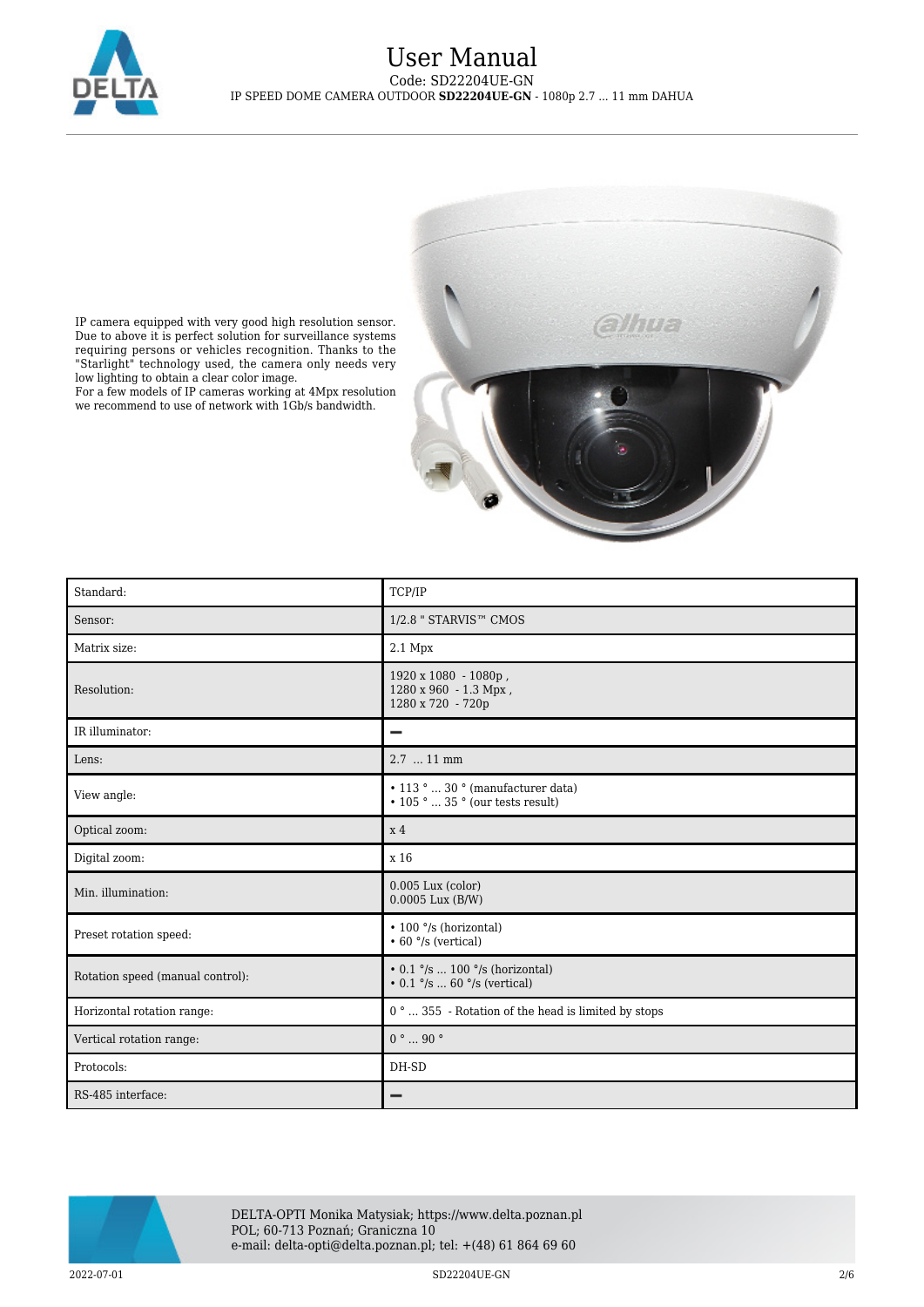IP camera equipped with very good high resolution sensor. Due to above it is perfect solution for surveillance systems requiring persons or vehicles recognition. Thanks to the "Starlight" technology used, the camera only needs very low lighting to obtain a clear color image.
For a few models of IP cameras working at 4Mpx resolution we recommend to use of network with 1Gb/s bandwidth.

| Standard: | TCP/IP |
|---|---|
| Sensor: | 1/2.8 " STARVIS™ CMOS |
| Matrix size: | 2.1 Mpx |
| Resolution: | 1920 x 1080 - 1080p ,<br>1280 x 960 - 1.3 Mpx ,<br>1280 x 720 - 720p |
| IR illuminator: | – |
| Lens: | 2.7 ... 11 mm |
| View angle: | • 113 ° ... 30 ° (manufacturer data)<br>• 105 ° ... 35 ° (our tests result) |
| Optical zoom: | x 4 |
| Digital zoom: | x 16 |
| Min. illumination: | 0.005 Lux (color)<br>0.0005 Lux (B/W) |
| Preset rotation speed: | • 100 °/s (horizontal)<br>• 60 °/s (vertical) |
| Rotation speed (manual control): | • 0.1 °/s ... 100 °/s (horizontal)<br>• 0.1 °/s ... 60 °/s (vertical) |
| Horizontal rotation range: | 0 ° ... 355 - Rotation of the head is limited by stops |
| Vertical rotation range: | 0 ° ... 90 ° |
| Protocols: | DH-SD |
| RS-485 interface: | – |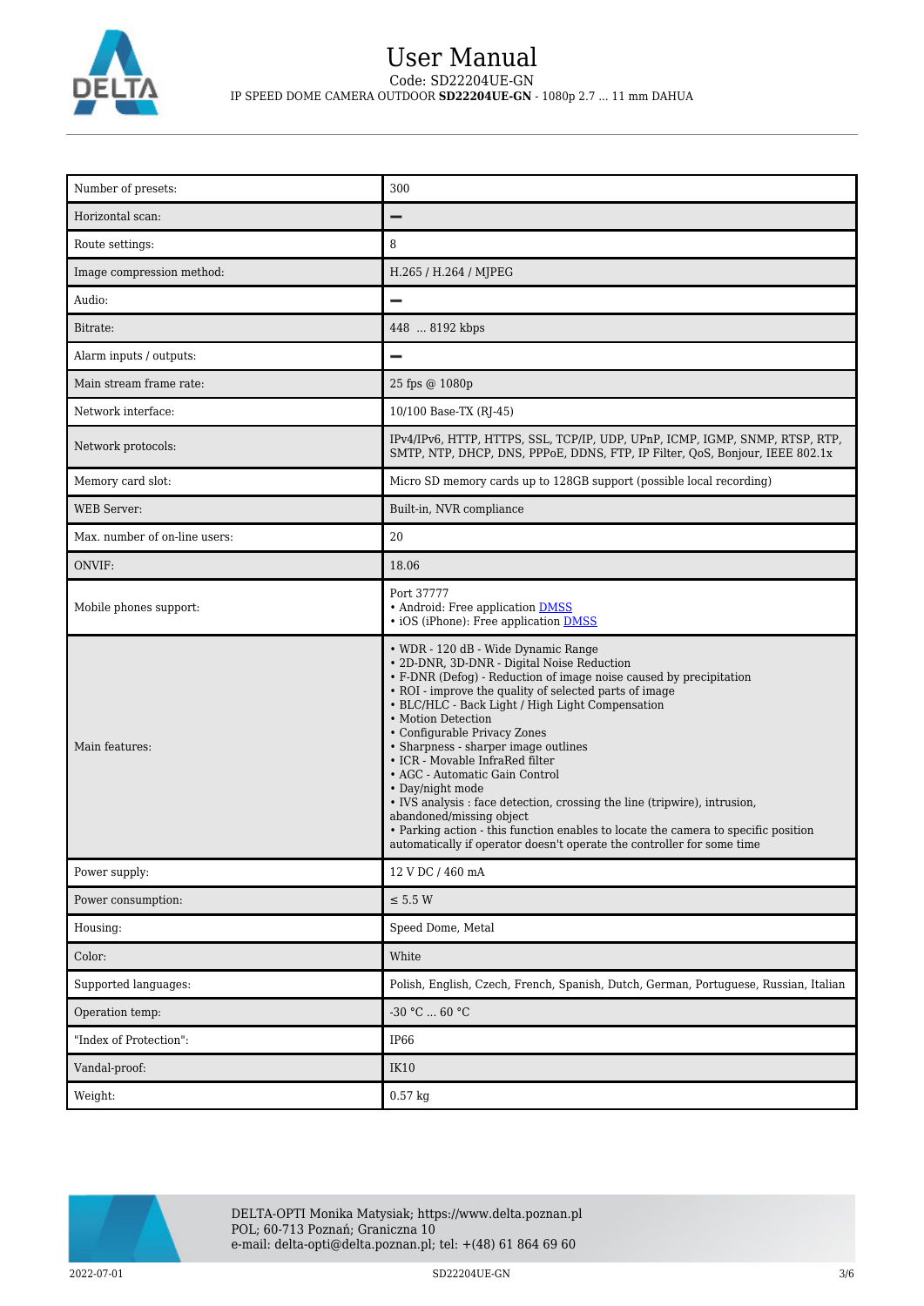| | |
|---|---|
| Number of presets: | 300 |
| Horizontal scan: | − |
| Route settings: | 8 |
| Image compression method: | H.265 / H.264 / MJPEG |
| Audio: | − |
| Bitrate: | 448 ... 8192 kbps |
| Alarm inputs / outputs: | − |
| Main stream frame rate: | 25 fps @ 1080p |
| Network interface: | 10/100 Base-TX (RJ-45) |
| Network protocols: | IPv4/IPv6, HTTP, HTTPS, SSL, TCP/IP, UDP, UPnP, ICMP, IGMP, SNMP, RTSP, RTP, SMTP, NTP, DHCP, DNS, PPPoE, DDNS, FTP, IP Filter, QoS, Bonjour, IEEE 802.1x |
| Memory card slot: | Micro SD memory cards up to 128GB support (possible local recording) |
| WEB Server: | Built-in, NVR compliance |
| Max. number of on-line users: | 20 |
| ONVIF: | 18.06 |
| Mobile phones support: | Port 37777<br>• Android: Free application DMSS<br>• iOS (iPhone): Free application DMSS |
| Main features: | • WDR - 120 dB - Wide Dynamic Range<br>• 2D-DNR, 3D-DNR - Digital Noise Reduction<br>• F-DNR (Defog) - Reduction of image noise caused by precipitation<br>• ROI - improve the quality of selected parts of image<br>• BLC/HLC - Back Light / High Light Compensation<br>• Motion Detection<br>• Configurable Privacy Zones<br>• Sharpness - sharper image outlines<br>• ICR - Movable InfraRed filter<br>• AGC - Automatic Gain Control<br>• Day/night mode<br>• IVS analysis : face detection, crossing the line (tripwire), intrusion, abandoned/missing object<br>• Parking action - this function enables to locate the camera to specific position automatically if operator doesn't operate the controller for some time |
| Power supply: | 12 V DC / 460 mA |
| Power consumption: | ≤ 5.5 W |
| Housing: | Speed Dome, Metal |
| Color: | White |
| Supported languages: | Polish, English, Czech, French, Spanish, Dutch, German, Portuguese, Russian, Italian |
| Operation temp: | -30 °C ... 60 °C |
| "Index of Protection": | IP66 |
| Vandal-proof: | IK10 |
| Weight: | 0.57 kg |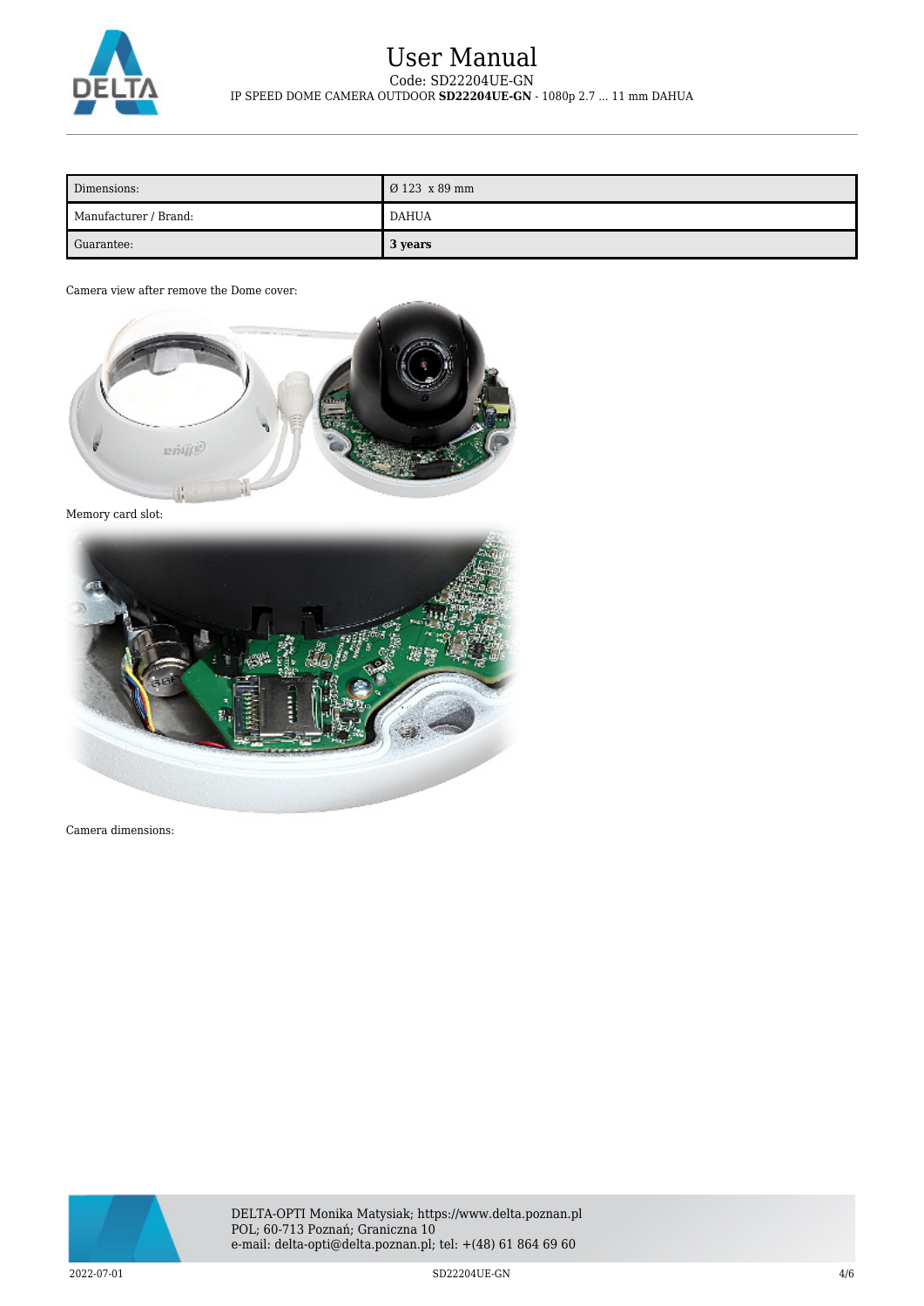| Dimensions: | Ø 123  x 89 mm |
| --- | --- |
| Manufacturer / Brand: | DAHUA |
| Guarantee: | **3 years** |

Camera view after remove the Dome cover:

Memory card slot:

Camera dimensions: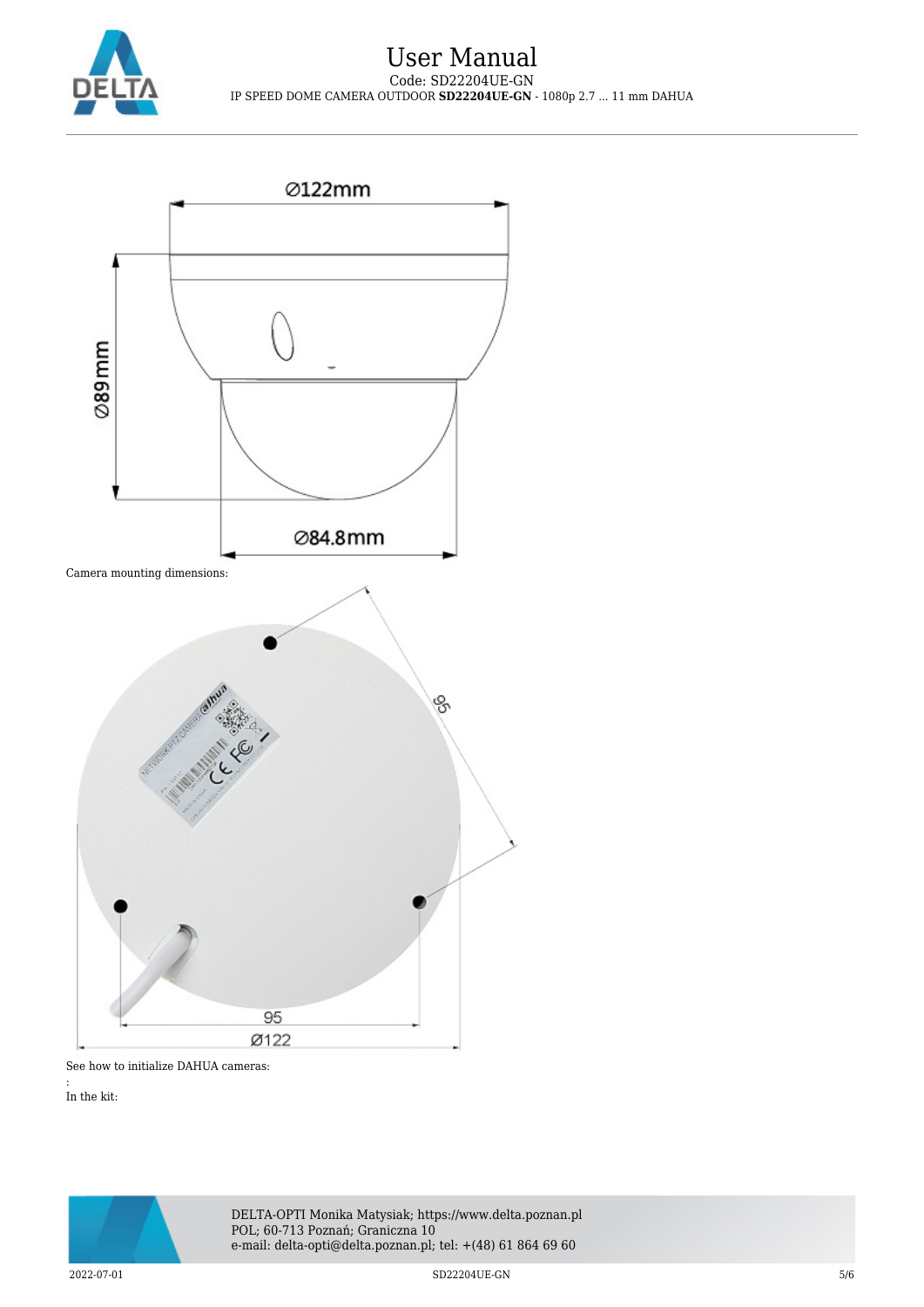Camera mounting dimensions:

See how to initialize DAHUA cameras:

:

In the kit: